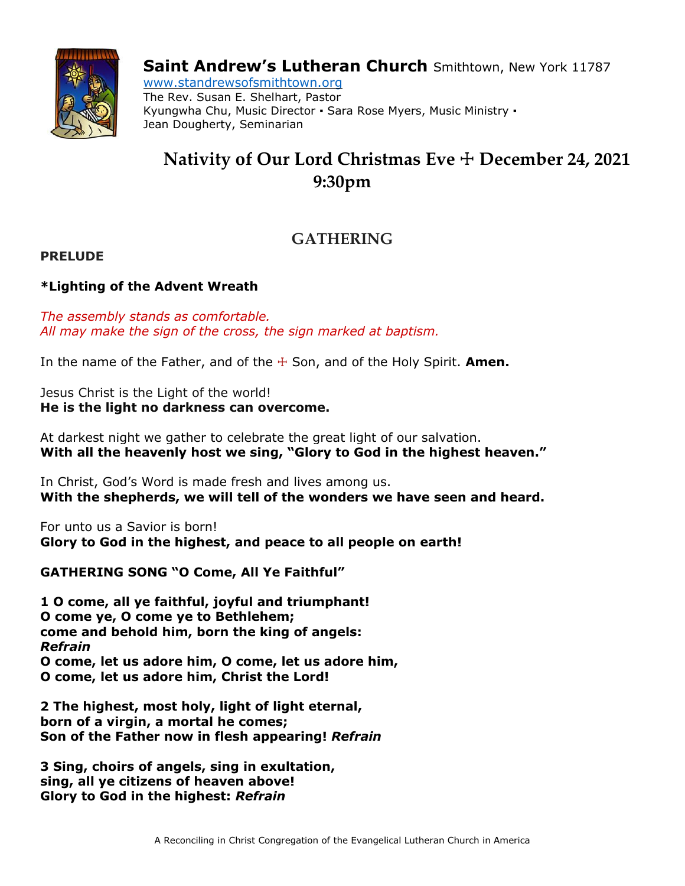# **Saint Andrew's Lutheran Church** Smithtown, New York 11787

www.standrewsofsmithtown.org
The Rev. Susan E. Shelhart, Pastor
Kyungwha Chu, Music Director ▪ Sara Rose Myers, Music Ministry ▪
Jean Dougherty, Seminarian

## Nativity of Our Lord Christmas Eve ☩ December 24, 2021
## 9:30pm

## GATHERING

**PRELUDE**

**\*Lighting of the Advent Wreath**

*The assembly stands as comfortable.*
*All may make the sign of the cross, the sign marked at baptism.*

In the name of the Father, and of the ☩ Son, and of the Holy Spirit. **Amen.**

Jesus Christ is the Light of the world!
**He is the light no darkness can overcome.**

At darkest night we gather to celebrate the great light of our salvation.
**With all the heavenly host we sing, "Glory to God in the highest heaven."**

In Christ, God's Word is made fresh and lives among us.
**With the shepherds, we will tell of the wonders we have seen and heard.**

For unto us a Savior is born!
**Glory to God in the highest, and peace to all people on earth!**

**GATHERING SONG "O Come, All Ye Faithful"**

**1 O come, all ye faithful, joyful and triumphant!**
**O come ye, O come ye to Bethlehem;**
**come and behold him, born the king of angels:**
***Refrain***
**O come, let us adore him, O come, let us adore him,**
**O come, let us adore him, Christ the Lord!**

**2 The highest, most holy, light of light eternal,**
**born of a virgin, a mortal he comes;**
**Son of the Father now in flesh appearing! *Refrain***

**3 Sing, choirs of angels, sing in exultation,**
**sing, all ye citizens of heaven above!**
**Glory to God in the highest: *Refrain***

A Reconciling in Christ Congregation of the Evangelical Lutheran Church in America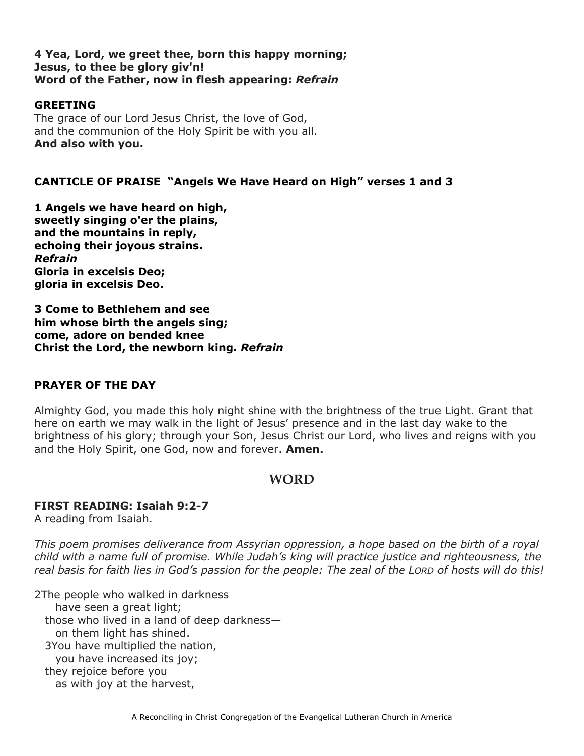**4 Yea, Lord, we greet thee, born this happy morning;**
**Jesus, to thee be glory giv'n!**
**Word of the Father, now in flesh appearing:** ***Refrain***

**GREETING**

The grace of our Lord Jesus Christ, the love of God,
and the communion of the Holy Spirit be with you all.
**And also with you.**

**CANTICLE OF PRAISE "Angels We Have Heard on High" verses 1 and 3**

**1 Angels we have heard on high,**
**sweetly singing o'er the plains,**
**and the mountains in reply,**
**echoing their joyous strains.**
***Refrain***
**Gloria in excelsis Deo;**
**gloria in excelsis Deo.**

**3 Come to Bethlehem and see**
**him whose birth the angels sing;**
**come, adore on bended knee**
**Christ the Lord, the newborn king.** ***Refrain***

**PRAYER OF THE DAY**

Almighty God, you made this holy night shine with the brightness of the true Light. Grant that here on earth we may walk in the light of Jesus' presence and in the last day wake to the brightness of his glory; through your Son, Jesus Christ our Lord, who lives and reigns with you and the Holy Spirit, one God, now and forever. **Amen.**

## WORD

**FIRST READING: Isaiah 9:2-7**

A reading from Isaiah.

*This poem promises deliverance from Assyrian oppression, a hope based on the birth of a royal child with a name full of promise. While Judah's king will practice justice and righteousness, the real basis for faith lies in God's passion for the people: The zeal of the LORD of hosts will do this!*

2The people who walked in darkness
    have seen a great light;
  those who lived in a land of deep darkness—
    on them light has shined.
  3You have multiplied the nation,
    you have increased its joy;
  they rejoice before you
    as with joy at the harvest,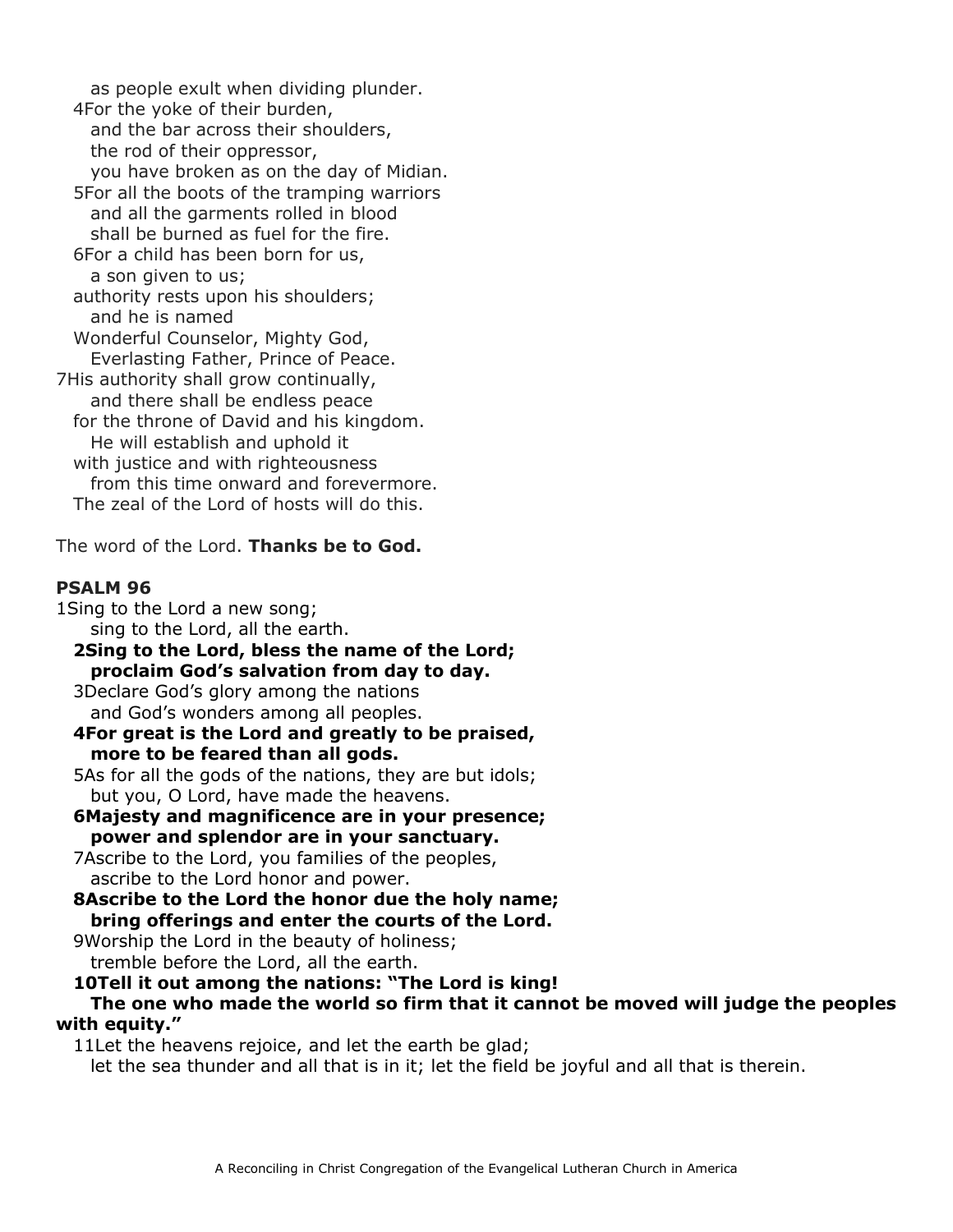as people exult when dividing plunder.
4For the yoke of their burden,
and the bar across their shoulders,
the rod of their oppressor,
you have broken as on the day of Midian.
5For all the boots of the tramping warriors
and all the garments rolled in blood
shall be burned as fuel for the fire.
6For a child has been born for us,
a son given to us;
authority rests upon his shoulders;
and he is named
Wonderful Counselor, Mighty God,
Everlasting Father, Prince of Peace.
7His authority shall grow continually,
and there shall be endless peace
for the throne of David and his kingdom.
He will establish and uphold it
with justice and with righteousness
from this time onward and forevermore.
The zeal of the Lord of hosts will do this.

The word of the Lord. **Thanks be to God.**

**PSALM 96**

1Sing to the Lord a new song;
sing to the Lord, all the earth.
**2Sing to the Lord, bless the name of the Lord;
proclaim God's salvation from day to day.**
3Declare God's glory among the nations
and God's wonders among all peoples.
**4For great is the Lord and greatly to be praised,
more to be feared than all gods.**
5As for all the gods of the nations, they are but idols;
but you, O Lord, have made the heavens.
**6Majesty and magnificence are in your presence;
power and splendor are in your sanctuary.**
7Ascribe to the Lord, you families of the peoples,
ascribe to the Lord honor and power.
**8Ascribe to the Lord the honor due the holy name;
bring offerings and enter the courts of the Lord.**
9Worship the Lord in the beauty of holiness;
tremble before the Lord, all the earth.
**10Tell it out among the nations: "The Lord is king!
The one who made the world so firm that it cannot be moved will judge the peoples with equity."**
11Let the heavens rejoice, and let the earth be glad;
let the sea thunder and all that is in it; let the field be joyful and all that is therein.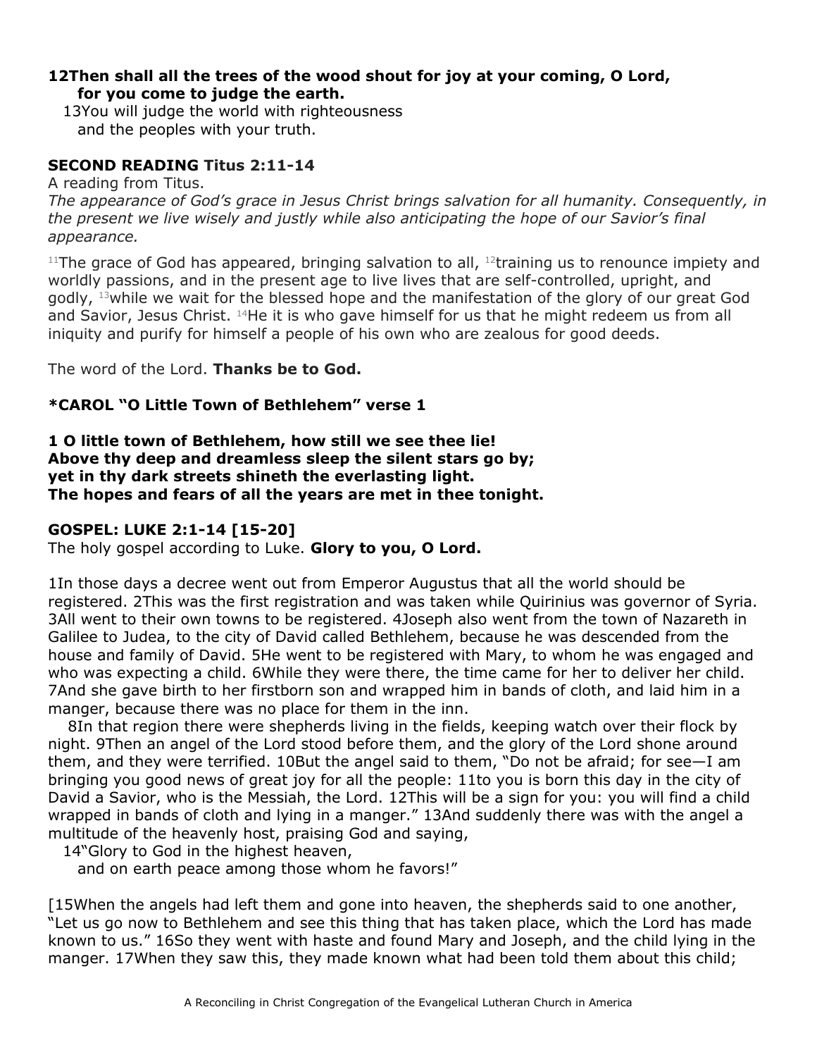**12Then shall all the trees of the wood shout for joy at your coming, O Lord,**
**for you come to judge the earth.**
13You will judge the world with righteousness
and the peoples with your truth.

**SECOND READING Titus 2:11-14**

A reading from Titus.

*The appearance of God's grace in Jesus Christ brings salvation for all humanity. Consequently, in the present we live wisely and justly while also anticipating the hope of our Savior's final appearance.*

[11]The grace of God has appeared, bringing salvation to all, [12]training us to renounce impiety and worldly passions, and in the present age to live lives that are self-controlled, upright, and godly, [13]while we wait for the blessed hope and the manifestation of the glory of our great God and Savior, Jesus Christ. [14]He it is who gave himself for us that he might redeem us from all iniquity and purify for himself a people of his own who are zealous for good deeds.

The word of the Lord. **Thanks be to God.**

**\*CAROL "O Little Town of Bethlehem" verse 1**

**1 O little town of Bethlehem, how still we see thee lie!**
**Above thy deep and dreamless sleep the silent stars go by;**
**yet in thy dark streets shineth the everlasting light.**
**The hopes and fears of all the years are met in thee tonight.**

**GOSPEL: LUKE 2:1-14 [15-20]**

The holy gospel according to Luke. **Glory to you, O Lord.**

1In those days a decree went out from Emperor Augustus that all the world should be registered. 2This was the first registration and was taken while Quirinius was governor of Syria. 3All went to their own towns to be registered. 4Joseph also went from the town of Nazareth in Galilee to Judea, to the city of David called Bethlehem, because he was descended from the house and family of David. 5He went to be registered with Mary, to whom he was engaged and who was expecting a child. 6While they were there, the time came for her to deliver her child. 7And she gave birth to her firstborn son and wrapped him in bands of cloth, and laid him in a manger, because there was no place for them in the inn.

8In that region there were shepherds living in the fields, keeping watch over their flock by night. 9Then an angel of the Lord stood before them, and the glory of the Lord shone around them, and they were terrified. 10But the angel said to them, "Do not be afraid; for see—I am bringing you good news of great joy for all the people: 11to you is born this day in the city of David a Savior, who is the Messiah, the Lord. 12This will be a sign for you: you will find a child wrapped in bands of cloth and lying in a manger." 13And suddenly there was with the angel a multitude of the heavenly host, praising God and saying,

14"Glory to God in the highest heaven,
and on earth peace among those whom he favors!"

[15When the angels had left them and gone into heaven, the shepherds said to one another, "Let us go now to Bethlehem and see this thing that has taken place, which the Lord has made known to us." 16So they went with haste and found Mary and Joseph, and the child lying in the manger. 17When they saw this, they made known what had been told them about this child;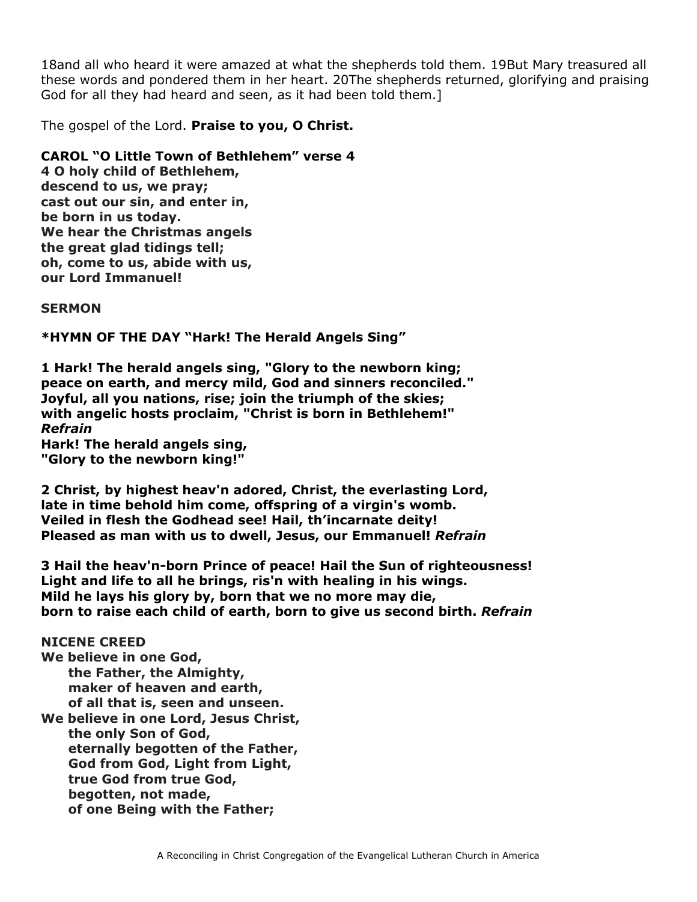18and all who heard it were amazed at what the shepherds told them. 19But Mary treasured all these words and pondered them in her heart. 20The shepherds returned, glorifying and praising God for all they had heard and seen, as it had been told them.]

The gospel of the Lord. **Praise to you, O Christ.**

**CAROL "O Little Town of Bethlehem" verse 4**
**4 O holy child of Bethlehem,**
**descend to us, we pray;**
**cast out our sin, and enter in,**
**be born in us today.**
**We hear the Christmas angels**
**the great glad tidings tell;**
**oh, come to us, abide with us,**
**our Lord Immanuel!**

**SERMON**

***HYMN OF THE DAY "Hark! The Herald Angels Sing"**

**1 Hark! The herald angels sing, "Glory to the newborn king;**
**peace on earth, and mercy mild, God and sinners reconciled."**
**Joyful, all you nations, rise; join the triumph of the skies;**
**with angelic hosts proclaim, "Christ is born in Bethlehem!"**
***Refrain***
**Hark! The herald angels sing,**
**"Glory to the newborn king!"**

**2 Christ, by highest heav'n adored, Christ, the everlasting Lord,**
**late in time behold him come, offspring of a virgin's womb.**
**Veiled in flesh the Godhead see! Hail, th'incarnate deity!**
**Pleased as man with us to dwell, Jesus, our Emmanuel!** ***Refrain***

**3 Hail the heav'n-born Prince of peace! Hail the Sun of righteousness!**
**Light and life to all he brings, ris'n with healing in his wings.**
**Mild he lays his glory by, born that we no more may die,**
**born to raise each child of earth, born to give us second birth.** ***Refrain***

**NICENE CREED**
**We believe in one God,**
**the Father, the Almighty,**
**maker of heaven and earth,**
**of all that is, seen and unseen.**
**We believe in one Lord, Jesus Christ,**
**the only Son of God,**
**eternally begotten of the Father,**
**God from God, Light from Light,**
**true God from true God,**
**begotten, not made,**
**of one Being with the Father;**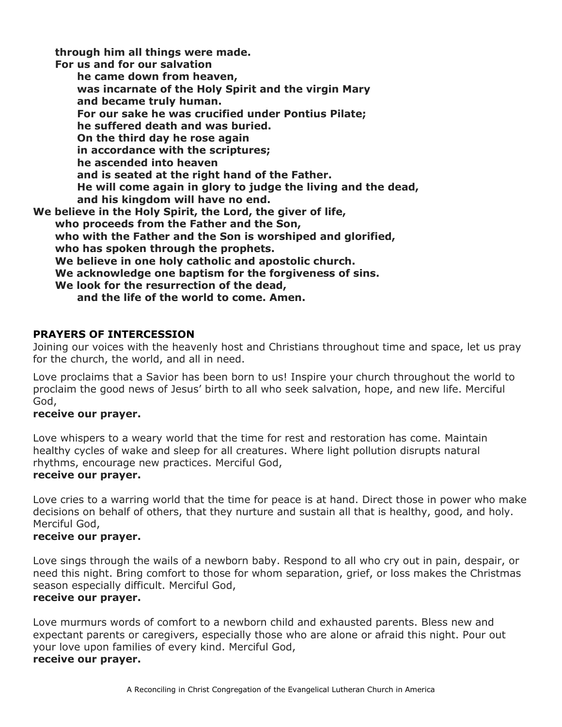**through him all things were made.**
**For us and for our salvation**
**he came down from heaven,**
**was incarnate of the Holy Spirit and the virgin Mary**
**and became truly human.**
**For our sake he was crucified under Pontius Pilate;**
**he suffered death and was buried.**
**On the third day he rose again**
**in accordance with the scriptures;**
**he ascended into heaven**
**and is seated at the right hand of the Father.**
**He will come again in glory to judge the living and the dead,**
**and his kingdom will have no end.**
**We believe in the Holy Spirit, the Lord, the giver of life,**
**who proceeds from the Father and the Son,**
**who with the Father and the Son is worshiped and glorified,**
**who has spoken through the prophets.**
**We believe in one holy catholic and apostolic church.**
**We acknowledge one baptism for the forgiveness of sins.**
**We look for the resurrection of the dead,**
**and the life of the world to come. Amen.**

**PRAYERS OF INTERCESSION**

Joining our voices with the heavenly host and Christians throughout time and space, let us pray for the church, the world, and all in need.

Love proclaims that a Savior has been born to us! Inspire your church throughout the world to proclaim the good news of Jesus' birth to all who seek salvation, hope, and new life. Merciful God,
**receive our prayer.**

Love whispers to a weary world that the time for rest and restoration has come. Maintain healthy cycles of wake and sleep for all creatures. Where light pollution disrupts natural rhythms, encourage new practices. Merciful God,
**receive our prayer.**

Love cries to a warring world that the time for peace is at hand. Direct those in power who make decisions on behalf of others, that they nurture and sustain all that is healthy, good, and holy. Merciful God,
**receive our prayer.**

Love sings through the wails of a newborn baby. Respond to all who cry out in pain, despair, or need this night. Bring comfort to those for whom separation, grief, or loss makes the Christmas season especially difficult. Merciful God,
**receive our prayer.**

Love murmurs words of comfort to a newborn child and exhausted parents. Bless new and expectant parents or caregivers, especially those who are alone or afraid this night. Pour out your love upon families of every kind. Merciful God,
**receive our prayer.**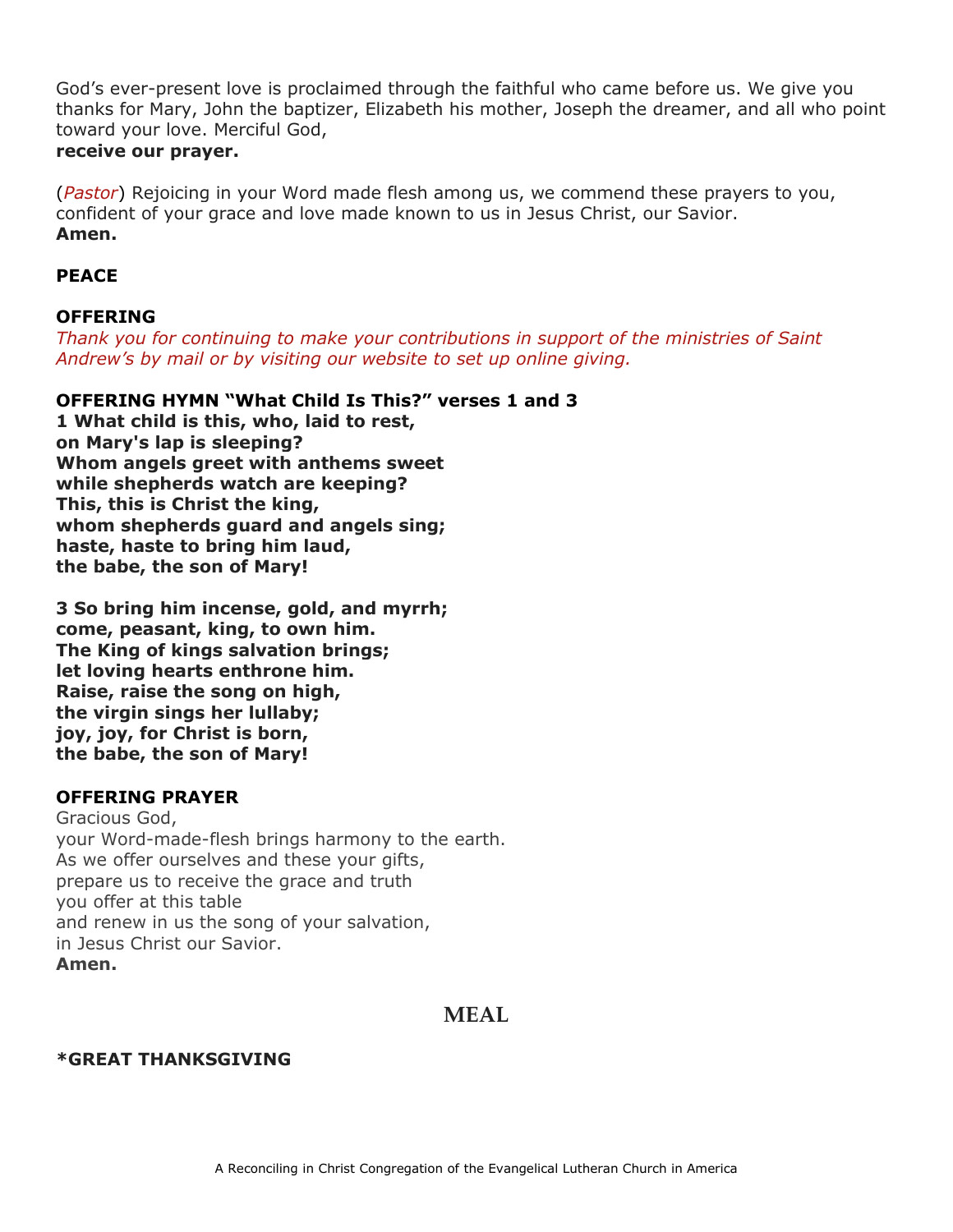God's ever-present love is proclaimed through the faithful who came before us. We give you thanks for Mary, John the baptizer, Elizabeth his mother, Joseph the dreamer, and all who point toward your love. Merciful God,
**receive our prayer.**

(*Pastor*) Rejoicing in your Word made flesh among us, we commend these prayers to you, confident of your grace and love made known to us in Jesus Christ, our Savior.
**Amen.**

**PEACE**

**OFFERING**
*Thank you for continuing to make your contributions in support of the ministries of Saint Andrew's by mail or by visiting our website to set up online giving.*

**OFFERING HYMN "What Child Is This?" verses 1 and 3**
**1 What child is this, who, laid to rest,**
**on Mary's lap is sleeping?**
**Whom angels greet with anthems sweet**
**while shepherds watch are keeping?**
**This, this is Christ the king,**
**whom shepherds guard and angels sing;**
**haste, haste to bring him laud,**
**the babe, the son of Mary!**

**3 So bring him incense, gold, and myrrh;**
**come, peasant, king, to own him.**
**The King of kings salvation brings;**
**let loving hearts enthrone him.**
**Raise, raise the song on high,**
**the virgin sings her lullaby;**
**joy, joy, for Christ is born,**
**the babe, the son of Mary!**

**OFFERING PRAYER**
Gracious God,
your Word-made-flesh brings harmony to the earth.
As we offer ourselves and these your gifts,
prepare us to receive the grace and truth
you offer at this table
and renew in us the song of your salvation,
in Jesus Christ our Savior.
**Amen.**

## MEAL

**\*GREAT THANKSGIVING**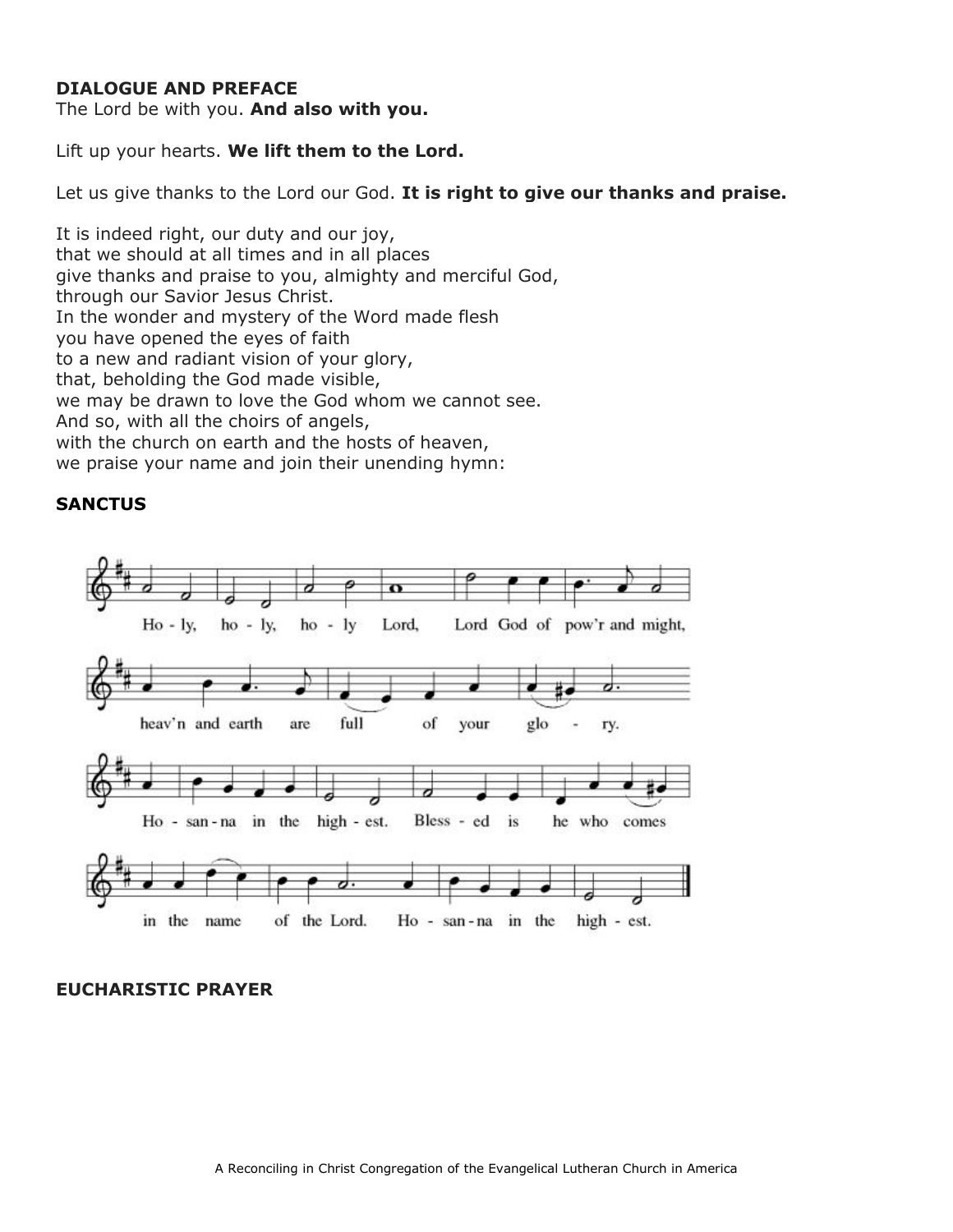**DIALOGUE AND PREFACE**

The Lord be with you. **And also with you.**

Lift up your hearts. **We lift them to the Lord.**

Let us give thanks to the Lord our God. **It is right to give our thanks and praise.**

It is indeed right, our duty and our joy,
that we should at all times and in all places
give thanks and praise to you, almighty and merciful God,
through our Savior Jesus Christ.
In the wonder and mystery of the Word made flesh
you have opened the eyes of faith
to a new and radiant vision of your glory,
that, beholding the God made visible,
we may be drawn to love the God whom we cannot see.
And so, with all the choirs of angels,
with the church on earth and the hosts of heaven,
we praise your name and join their unending hymn:

**SANCTUS**

Ho - ly, ho - ly, ho - ly Lord, Lord God of pow'r and might,
heav'n and earth are full of your glo - ry.
Ho - san - na in the high - est. Bless - ed is he who comes
in the name of the Lord. Ho - san - na in the high - est.

**EUCHARISTIC PRAYER**

A Reconciling in Christ Congregation of the Evangelical Lutheran Church in America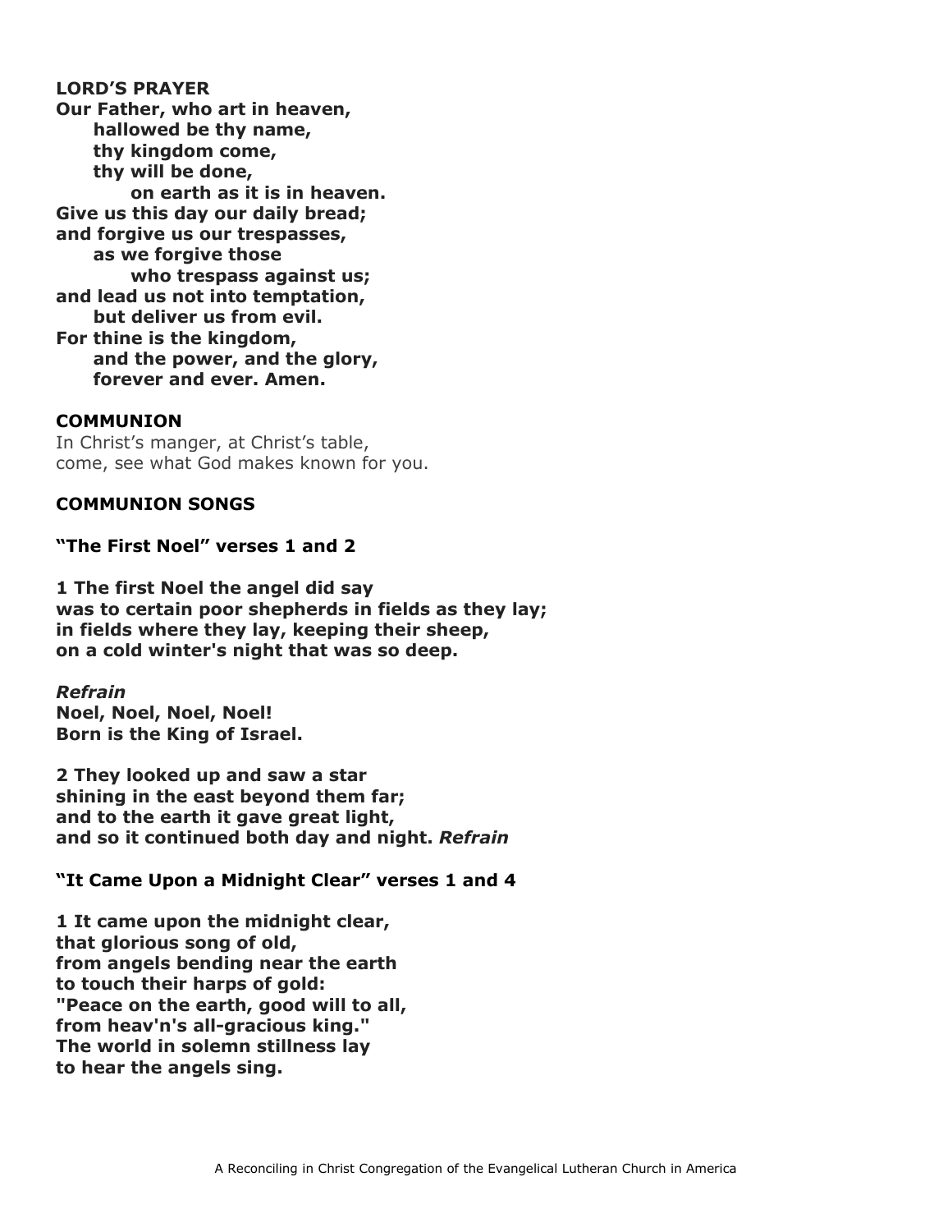**LORD'S PRAYER**

**Our Father, who art in heaven,**
**hallowed be thy name,**
**thy kingdom come,**
**thy will be done,**
**on earth as it is in heaven.**
**Give us this day our daily bread;**
**and forgive us our trespasses,**
**as we forgive those**
**who trespass against us;**
**and lead us not into temptation,**
**but deliver us from evil.**
**For thine is the kingdom,**
**and the power, and the glory,**
**forever and ever. Amen.**

**COMMUNION**

In Christ's manger, at Christ's table,
come, see what God makes known for you.

**COMMUNION SONGS**

**"The First Noel" verses 1 and 2**

**1 The first Noel the angel did say**
**was to certain poor shepherds in fields as they lay;**
**in fields where they lay, keeping their sheep,**
**on a cold winter's night that was so deep.**

***Refrain***
**Noel, Noel, Noel, Noel!**
**Born is the King of Israel.**

**2 They looked up and saw a star**
**shining in the east beyond them far;**
**and to the earth it gave great light,**
**and so it continued both day and night.** ***Refrain***

**"It Came Upon a Midnight Clear" verses 1 and 4**

**1 It came upon the midnight clear,**
**that glorious song of old,**
**from angels bending near the earth**
**to touch their harps of gold:**
**"Peace on the earth, good will to all,**
**from heav'n's all-gracious king."**
**The world in solemn stillness lay**
**to hear the angels sing.**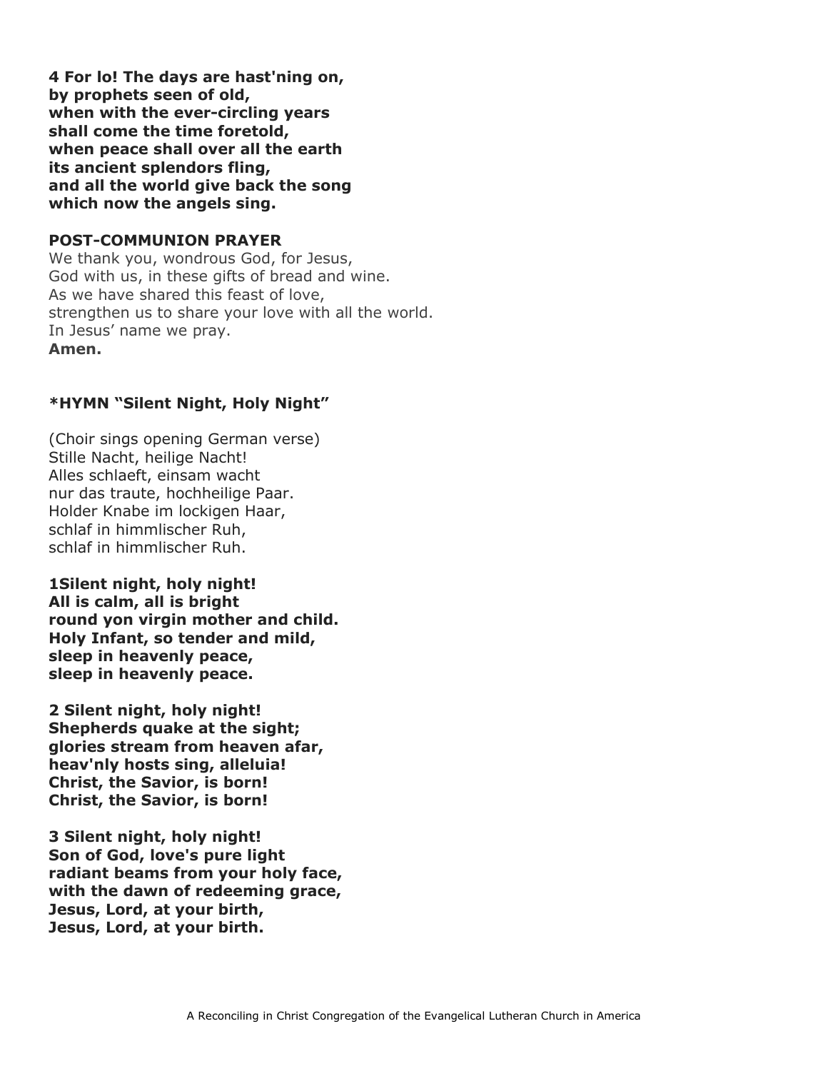**4 For lo! The days are hast'ning on,**
**by prophets seen of old,**
**when with the ever-circling years**
**shall come the time foretold,**
**when peace shall over all the earth**
**its ancient splendors fling,**
**and all the world give back the song**
**which now the angels sing.**

**POST-COMMUNION PRAYER**

We thank you, wondrous God, for Jesus,
God with us, in these gifts of bread and wine.
As we have shared this feast of love,
strengthen us to share your love with all the world.
In Jesus' name we pray.
**Amen.**

**\*HYMN "Silent Night, Holy Night"**

(Choir sings opening German verse)
Stille Nacht, heilige Nacht!
Alles schlaeft, einsam wacht
nur das traute, hochheilige Paar.
Holder Knabe im lockigen Haar,
schlaf in himmlischer Ruh,
schlaf in himmlischer Ruh.

**1Silent night, holy night!**
**All is calm, all is bright**
**round yon virgin mother and child.**
**Holy Infant, so tender and mild,**
**sleep in heavenly peace,**
**sleep in heavenly peace.**

**2 Silent night, holy night!**
**Shepherds quake at the sight;**
**glories stream from heaven afar,**
**heav'nly hosts sing, alleluia!**
**Christ, the Savior, is born!**
**Christ, the Savior, is born!**

**3 Silent night, holy night!**
**Son of God, love's pure light**
**radiant beams from your holy face,**
**with the dawn of redeeming grace,**
**Jesus, Lord, at your birth,**
**Jesus, Lord, at your birth.**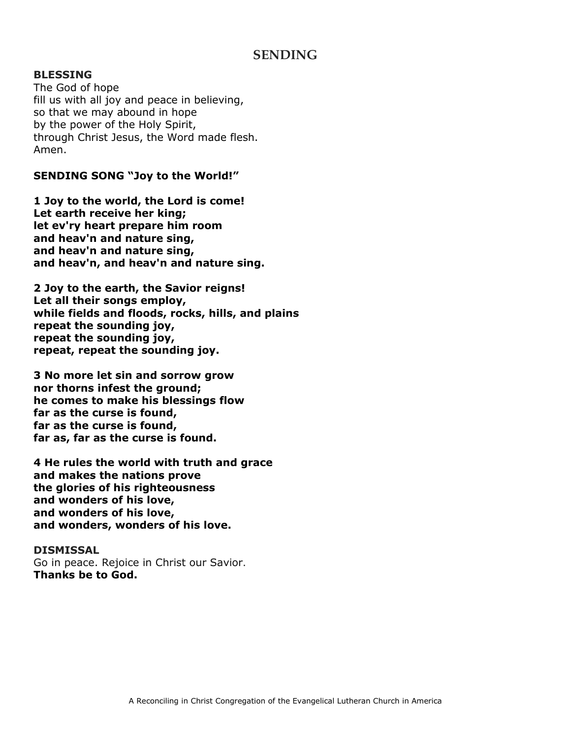## SENDING

**BLESSING**
The God of hope
fill us with all joy and peace in believing,
so that we may abound in hope
by the power of the Holy Spirit,
through Christ Jesus, the Word made flesh.
Amen.

**SENDING SONG "Joy to the World!"**

**1 Joy to the world, the Lord is come!**
**Let earth receive her king;**
**let ev'ry heart prepare him room**
**and heav'n and nature sing,**
**and heav'n and nature sing,**
**and heav'n, and heav'n and nature sing.**

**2 Joy to the earth, the Savior reigns!**
**Let all their songs employ,**
**while fields and floods, rocks, hills, and plains**
**repeat the sounding joy,**
**repeat the sounding joy,**
**repeat, repeat the sounding joy.**

**3 No more let sin and sorrow grow**
**nor thorns infest the ground;**
**he comes to make his blessings flow**
**far as the curse is found,**
**far as the curse is found,**
**far as, far as the curse is found.**

**4 He rules the world with truth and grace**
**and makes the nations prove**
**the glories of his righteousness**
**and wonders of his love,**
**and wonders of his love,**
**and wonders, wonders of his love.**

**DISMISSAL**
Go in peace. Rejoice in Christ our Savior.
**Thanks be to God.**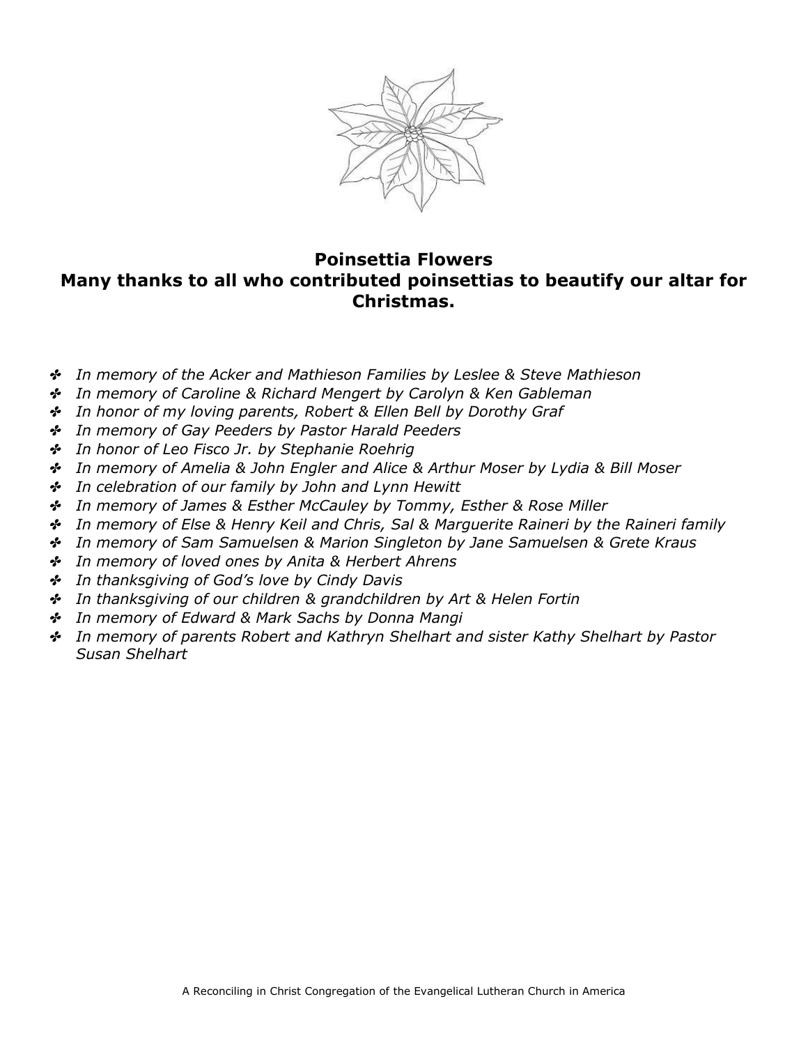**Poinsettia Flowers**
**Many thanks to all who contributed poinsettias to beautify our altar for Christmas.**

- *In memory of the Acker and Mathieson Families by Leslee & Steve Mathieson*
- *In memory of Caroline & Richard Mengert by Carolyn & Ken Gableman*
- *In honor of my loving parents, Robert & Ellen Bell by Dorothy Graf*
- *In memory of Gay Peeders by Pastor Harald Peeders*
- *In honor of Leo Fisco Jr. by Stephanie Roehrig*
- *In memory of Amelia & John Engler and Alice & Arthur Moser by Lydia & Bill Moser*
- *In celebration of our family by John and Lynn Hewitt*
- *In memory of James & Esther McCauley by Tommy, Esther & Rose Miller*
- *In memory of Else & Henry Keil and Chris, Sal & Marguerite Raineri by the Raineri family*
- *In memory of Sam Samuelsen & Marion Singleton by Jane Samuelsen & Grete Kraus*
- *In memory of loved ones by Anita & Herbert Ahrens*
- *In thanksgiving of God's love by Cindy Davis*
- *In thanksgiving of our children & grandchildren by Art & Helen Fortin*
- *In memory of Edward & Mark Sachs by Donna Mangi*
- *In memory of parents Robert and Kathryn Shelhart and sister Kathy Shelhart by Pastor Susan Shelhart*